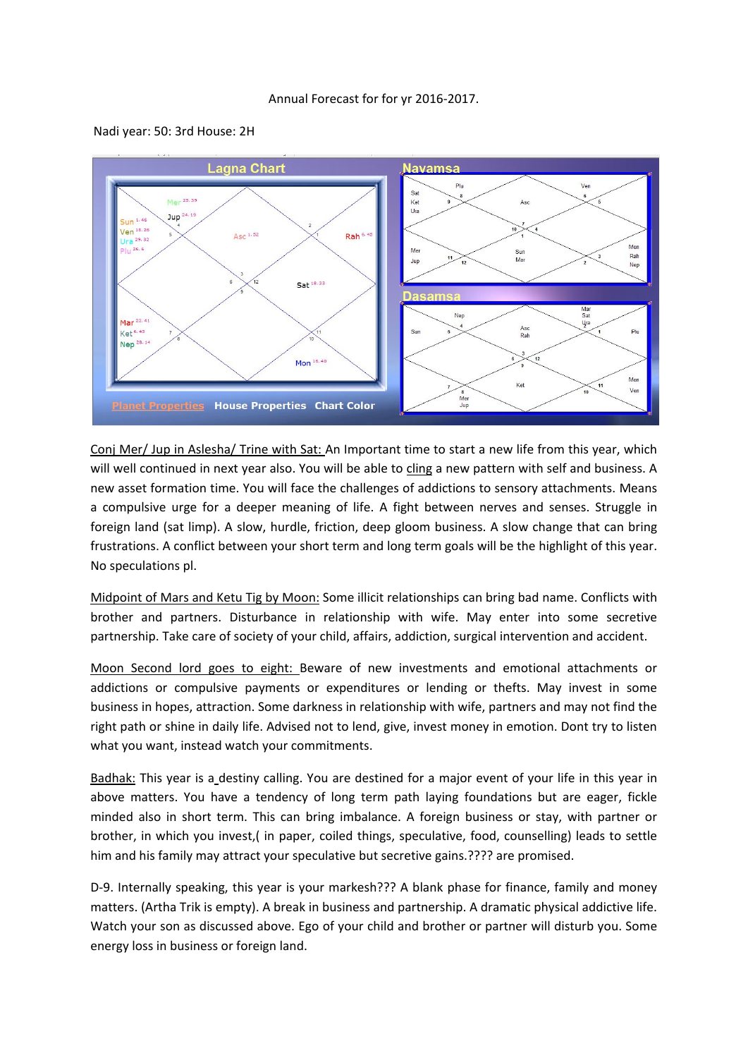Annual Forecast for for yr 2016-2017.

Nadi year: 50: 3rd House: 2H

Conj Mer/ Jup in Aslesha/ Trine with Sat: An Important time to start a new life from this year, which will well continued in next year also. You will be able to cling a new pattern with self and business. A new asset formation time. You will face the challenges of addictions to sensory attachments. Means a compulsive urge for a deeper meaning of life. A fight between nerves and senses. Struggle in foreign land (sat limp). A slow, hurdle, friction, deep gloom business. A slow change that can bring frustrations. A conflict between your short term and long term goals will be the highlight of this year. No speculations pl.

Midpoint of Mars and Ketu Tig by Moon: Some illicit relationships can bring bad name. Conflicts with brother and partners. Disturbance in relationship with wife. May enter into some secretive partnership. Take care of society of your child, affairs, addiction, surgical intervention and accident.

Moon Second lord goes to eight: Beware of new investments and emotional attachments or addictions or compulsive payments or expenditures or lending or thefts. May invest in some business in hopes, attraction. Some darkness in relationship with wife, partners and may not find the right path or shine in daily life. Advised not to lend, give, invest money in emotion. Dont try to listen what you want, instead watch your commitments.

Badhak: This year is a destiny calling. You are destined for a major event of your life in this year in above matters. You have a tendency of long term path laying foundations but are eager, fickle minded also in short term. This can bring imbalance. A foreign business or stay, with partner or brother, in which you invest,( in paper, coiled things, speculative, food, counselling) leads to settle him and his family may attract your speculative but secretive gains.???? are promised.

D-9. Internally speaking, this year is your markesh??? A blank phase for finance, family and money matters. (Artha Trik is empty). A break in business and partnership. A dramatic physical addictive life. Watch your son as discussed above. Ego of your child and brother or partner will disturb you. Some energy loss in business or foreign land.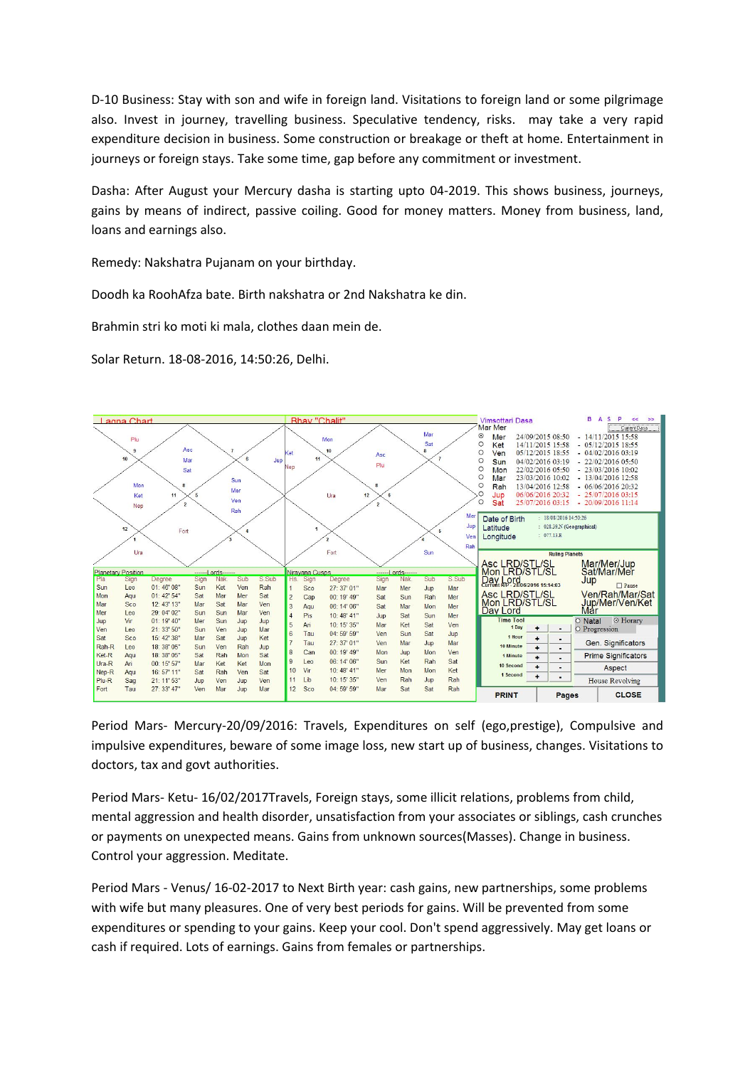D-10 Business: Stay with son and wife in foreign land. Visitations to foreign land or some pilgrimage also. Invest in journey, travelling business. Speculative tendency, risks. may take a very rapid expenditure decision in business. Some construction or breakage or theft at home. Entertainment in journeys or foreign stays. Take some time, gap before any commitment or investment.

Dasha: After August your Mercury dasha is starting upto 04-2019. This shows business, journeys, gains by means of indirect, passive coiling. Good for money matters. Money from business, land, loans and earnings also.

Remedy: Nakshatra Pujanam on your birthday.

Doodh ka RoohAfza bate. Birth nakshatra or 2nd Nakshatra ke din.

Brahmin stri ko moti ki mala, clothes daan mein de.

Solar Return. 18-08-2016, 14:50:26, Delhi.

**Lagna Chart** | **Bhav "Chalit"**

**Vimsottari Dasha** — Mar Mer

| | Start | End |
|---|---|---|
| Mer | 24/09/2015 08:50 | 14/11/2015 15:58 |
| Ket | 14/11/2015 15:58 | 05/12/2015 18:55 |
| Ven | 05/12/2015 18:55 | 04/02/2016 03:19 |
| Sun | 04/02/2016 03:19 | 22/02/2016 05:50 |
| Mon | 22/02/2016 05:50 | 23/03/2016 10:02 |
| Mar | 23/03/2016 10:02 | 13/04/2016 12:58 |
| Rah | 13/04/2016 12:58 | 06/06/2016 20:32 |
| Jup | 06/06/2016 20:32 | 25/07/2016 03:15 |
| Sat | 25/07/2016 03:15 | 20/09/2016 11:14 |

Date of Birth : 18/08/2016 14:50:26
Latitude : 028.38.N (Geographical)
Longitude : 077.13.E

**Ruling Planets**

Asc LRD/STL/SL: Mar/Mer/Jup
Mon LRD/STL/SL: Sat/Mar/Mer
Day Lord: Jup
Current RP - 28/06/2016 15:14:03
Asc LRD/STL/SL: Ven/Rah/Mar/Sat
Mon LRD/STL/SL: Jup/Mer/Ven/Ket
Day Lord: Mar

**Planetary Position**

| Pla | Sign | Degree | Sign | Nak | Sub | S.Sub |
|---|---|---|---|---|---|---|
| Sun | Leo | 01: 46' 06" | Sun | Ket | Ven | Rah |
| Mon | Aqu | 01: 42' 54" | Sat | Mar | Mer | Sat |
| Mar | Sco | 12: 43' 13" | Mar | Sat | Mar | Ven |
| Mer | Leo | 29: 04' 02" | Sun | Sun | Mar | Ven |
| Jup | Vir | 01: 19' 40" | Mer | Sun | Jup | Jup |
| Ven | Leo | 21: 33' 50" | Sun | Ven | Jup | Mar |
| Sat | Sco | 15: 42' 38" | Mar | Sat | Jup | Ket |
| Rah-R | Leo | 18: 38' 05" | Sun | Ven | Rah | Jup |
| Ket-R | Aqu | 18: 38' 05" | Sat | Rah | Mon | Sat |
| Ura-R | Ari | 00: 15' 57" | Mar | Ket | Ket | Mon |
| Nep-R | Aqu | 16: 57' 11" | Sat | Rah | Ven | Sat |
| Plu-R | Sag | 21: 11' 53" | Jup | Ven | Jup | Ven |
| Fort | Tau | 27: 33' 47" | Ven | Mar | Jup | Mar |

**Nirayana Cusps**

| Hs. | Sign | Degree | Sign | Nak | Sub | S.Sub |
|---|---|---|---|---|---|---|
| 1 | Sco | 27: 37' 01" | Mar | Mer | Jup | Mar |
| 2 | Cap | 00: 19' 49" | Sat | Sun | Rah | Mer |
| 3 | Aqu | 06: 14' 06" | Sat | Mar | Mon | Mer |
| 4 | Pis | 10: 48' 41" | Jup | Sat | Sun | Mer |
| 5 | Ari | 10: 15' 35" | Mar | Ket | Sat | Ven |
| 6 | Tau | 04: 59' 59" | Ven | Sun | Sat | Jup |
| 7 | Tau | 27: 37' 01" | Ven | Mar | Jup | Mar |
| 8 | Can | 00: 19' 49" | Mon | Jup | Mon | Ven |
| 9 | Leo | 06: 14' 06" | Sun | Ket | Rah | Sat |
| 10 | Vir | 10: 48' 41" | Mer | Mon | Mon | Ket |
| 11 | Lib | 10: 15' 35" | Ven | Rah | Jup | Rah |
| 12 | Sco | 04: 59' 59" | Mar | Sat | Sat | Rah |

Period Mars- Mercury-20/09/2016: Travels, Expenditures on self (ego,prestige), Compulsive and impulsive expenditures, beware of some image loss, new start up of business, changes. Visitations to doctors, tax and govt authorities.

Period Mars- Ketu- 16/02/2017Travels, Foreign stays, some illicit relations, problems from child, mental aggression and health disorder, unsatisfaction from your associates or siblings, cash crunches or payments on unexpected means. Gains from unknown sources(Masses). Change in business. Control your aggression. Meditate.

Period Mars - Venus/ 16-02-2017 to Next Birth year: cash gains, new partnerships, some problems with wife but many pleasures. One of very best periods for gains. Will be prevented from some expenditures or spending to your gains. Keep your cool. Don't spend aggressively. May get loans or cash if required. Lots of earnings. Gains from females or partnerships.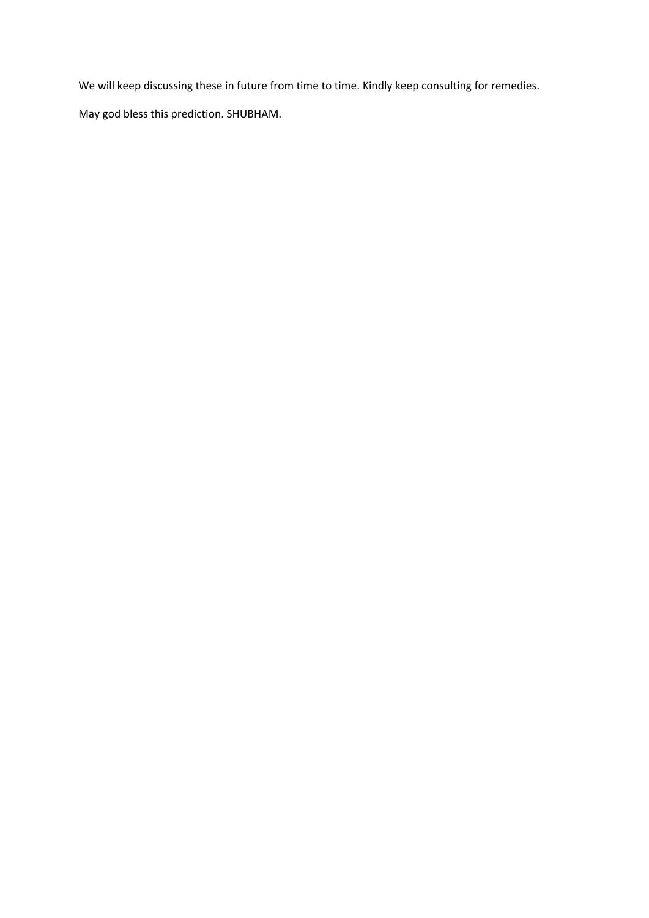We will keep discussing these in future from time to time. Kindly keep consulting for remedies.

May god bless this prediction. SHUBHAM.